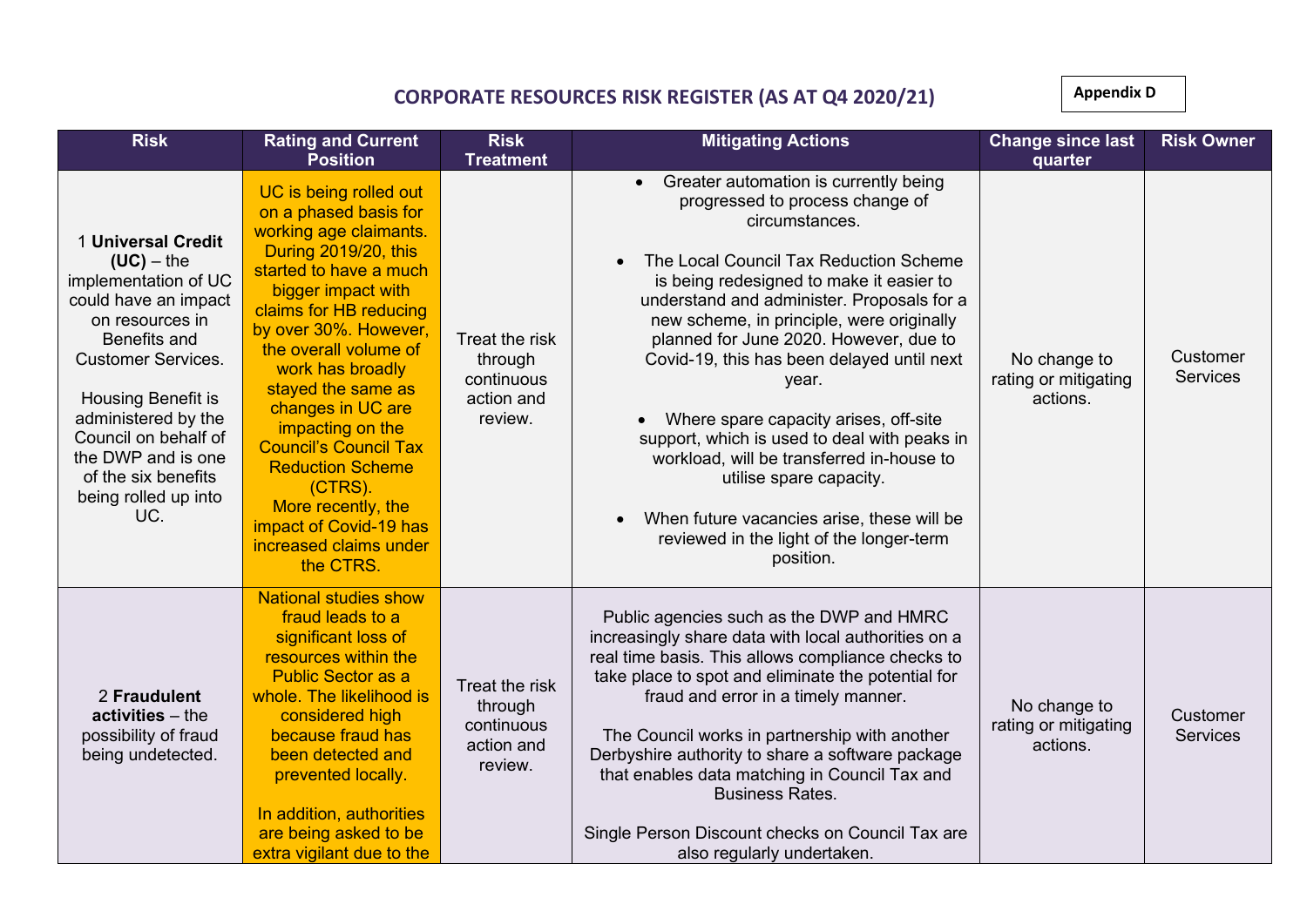# CORPORATE RESOURCES RISK REGISTER (AS AT Q4 2020/21)

**Appendix D**

| Risk | Rating and Current Position | Risk Treatment | Mitigating Actions | Change since last quarter | Risk Owner |
|---|---|---|---|---|---|
| 1 **Universal Credit (UC)** – the implementation of UC could have an impact on resources in Benefits and Customer Services.<br><br>Housing Benefit is administered by the Council on behalf of the DWP and is one of the six benefits being rolled up into UC. | UC is being rolled out on a phased basis for working age claimants. During 2019/20, this started to have a much bigger impact with claims for HB reducing by over 30%. However, the overall volume of work has broadly stayed the same as changes in UC are impacting on the Council's Council Tax Reduction Scheme (CTRS).<br>More recently, the impact of Covid-19 has increased claims under the CTRS. | Treat the risk through continuous action and review. | • Greater automation is currently being progressed to process change of circumstances.<br><br>• The Local Council Tax Reduction Scheme is being redesigned to make it easier to understand and administer. Proposals for a new scheme, in principle, were originally planned for June 2020. However, due to Covid-19, this has been delayed until next year.<br><br>• Where spare capacity arises, off-site support, which is used to deal with peaks in workload, will be transferred in-house to utilise spare capacity.<br><br>• When future vacancies arise, these will be reviewed in the light of the longer-term position. | No change to rating or mitigating actions. | Customer Services |
| 2 **Fraudulent activities** – the possibility of fraud being undetected. | National studies show fraud leads to a significant loss of resources within the Public Sector as a whole. The likelihood is considered high because fraud has been detected and prevented locally.<br><br>In addition, authorities are being asked to be extra vigilant due to the | Treat the risk through continuous action and review. | Public agencies such as the DWP and HMRC increasingly share data with local authorities on a real time basis. This allows compliance checks to take place to spot and eliminate the potential for fraud and error in a timely manner.<br><br>The Council works in partnership with another Derbyshire authority to share a software package that enables data matching in Council Tax and Business Rates.<br><br>Single Person Discount checks on Council Tax are also regularly undertaken. | No change to rating or mitigating actions. | Customer Services |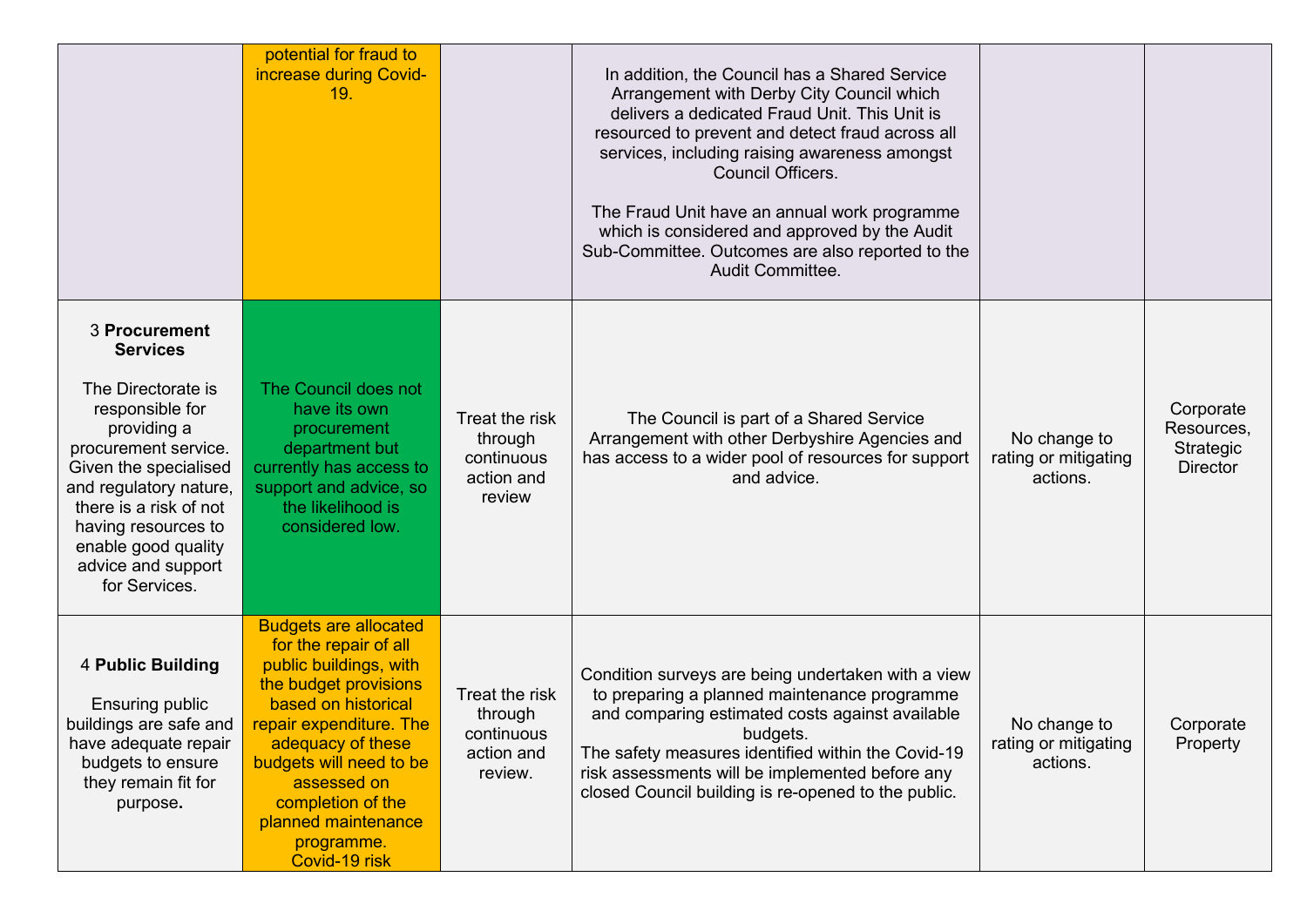| | | | | | |
|---|---|---|---|---|---|
| | potential for fraud to increase during Covid-19. | | In addition, the Council has a Shared Service Arrangement with Derby City Council which delivers a dedicated Fraud Unit. This Unit is resourced to prevent and detect fraud across all services, including raising awareness amongst Council Officers.<br><br>The Fraud Unit have an annual work programme which is considered and approved by the Audit Sub-Committee. Outcomes are also reported to the Audit Committee. | | |
| 3 **Procurement Services**<br><br>The Directorate is responsible for providing a procurement service. Given the specialised and regulatory nature, there is a risk of not having resources to enable good quality advice and support for Services. | The Council does not have its own procurement department but currently has access to support and advice, so the likelihood is considered low. | Treat the risk through continuous action and review | The Council is part of a Shared Service Arrangement with other Derbyshire Agencies and has access to a wider pool of resources for support and advice. | No change to rating or mitigating actions. | Corporate Resources, Strategic Director |
| 4 **Public Building**<br><br>Ensuring public buildings are safe and have adequate repair budgets to ensure they remain fit for purpose**.** | Budgets are allocated for the repair of all public buildings, with the budget provisions based on historical repair expenditure. The adequacy of these budgets will need to be assessed on completion of the planned maintenance programme.<br>Covid-19 risk | Treat the risk through continuous action and review. | Condition surveys are being undertaken with a view to preparing a planned maintenance programme and comparing estimated costs against available budgets.<br>The safety measures identified within the Covid-19 risk assessments will be implemented before any closed Council building is re-opened to the public. | No change to rating or mitigating actions. | Corporate Property |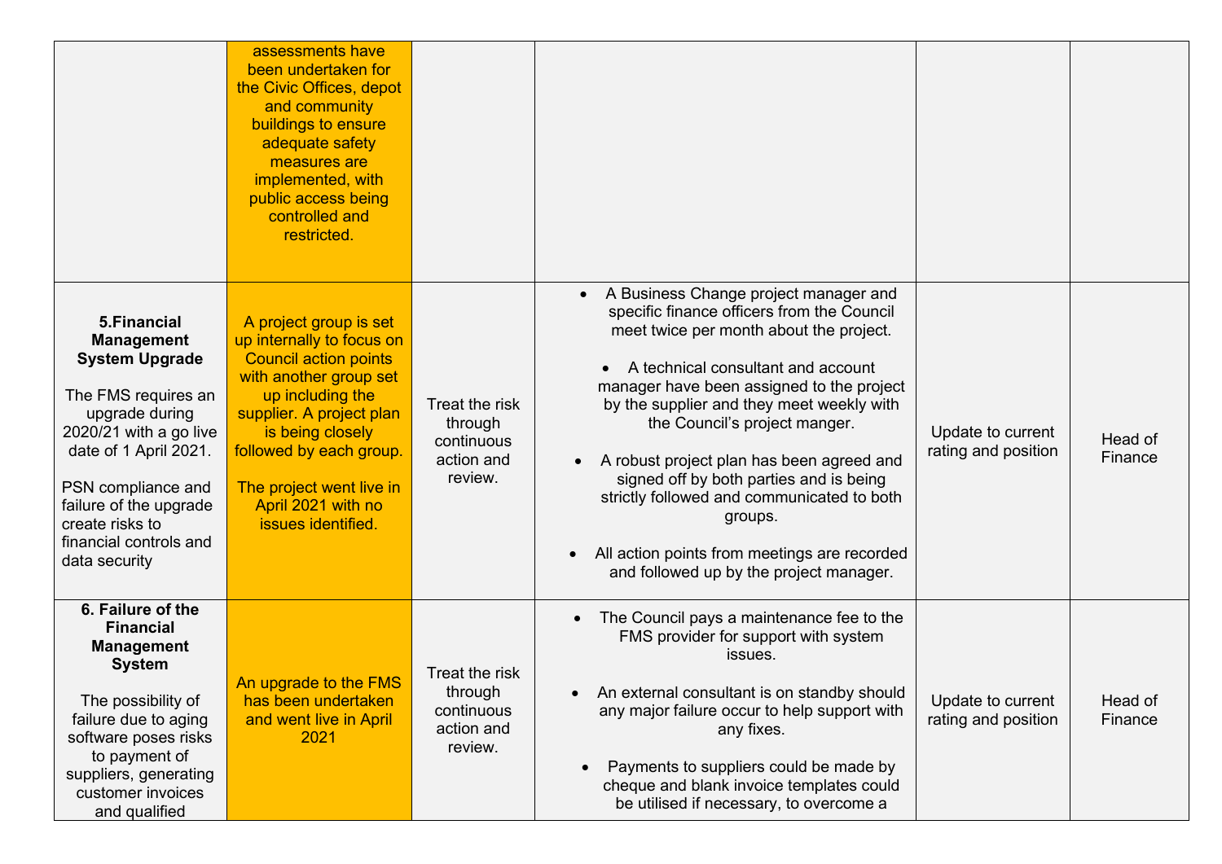| | | | | | |
|---|---|---|---|---|---|
| | assessments have been undertaken for the Civic Offices, depot and community buildings to ensure adequate safety measures are implemented, with public access being controlled and restricted. | | | | |
| **5.Financial Management System Upgrade**<br><br>The FMS requires an upgrade during 2020/21 with a go live date of 1 April 2021.<br><br>PSN compliance and failure of the upgrade create risks to financial controls and data security | A project group is set up internally to focus on Council action points with another group set up including the supplier. A project plan is being closely followed by each group.<br><br>The project went live in April 2021 with no issues identified. | Treat the risk through continuous action and review. | • A Business Change project manager and specific finance officers from the Council meet twice per month about the project.<br><br>• A technical consultant and account manager have been assigned to the project by the supplier and they meet weekly with the Council's project manger.<br><br>• A robust project plan has been agreed and signed off by both parties and is being strictly followed and communicated to both groups.<br><br>• All action points from meetings are recorded and followed up by the project manager. | Update to current rating and position | Head of Finance |
| **6. Failure of the Financial Management System**<br><br>The possibility of failure due to aging software poses risks to payment of suppliers, generating customer invoices and qualified | An upgrade to the FMS has been undertaken and went live in April 2021 | Treat the risk through continuous action and review. | • The Council pays a maintenance fee to the FMS provider for support with system issues.<br><br>• An external consultant is on standby should any major failure occur to help support with any fixes.<br><br>• Payments to suppliers could be made by cheque and blank invoice templates could be utilised if necessary, to overcome a | Update to current rating and position | Head of Finance |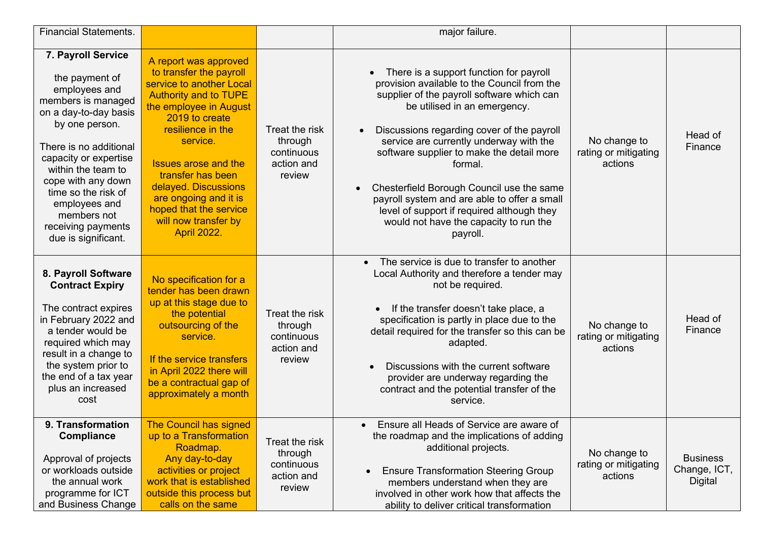| | | | | | |
|---|---|---|---|---|---|
| Financial Statements. | | | major failure. | | |
| **7. Payroll Service**<br><br>the payment of employees and members is managed on a day-to-day basis by one person.<br><br>There is no additional capacity or expertise within the team to cope with any down time so the risk of employees and members not receiving payments due is significant. | A report was approved to transfer the payroll service to another Local Authority and to TUPE the employee in August 2019 to create resilience in the service.<br><br>Issues arose and the transfer has been delayed. Discussions are ongoing and it is hoped that the service will now transfer by April 2022. | Treat the risk through continuous action and review | • There is a support function for payroll provision available to the Council from the supplier of the payroll software which can be utilised in an emergency.<br><br>• Discussions regarding cover of the payroll service are currently underway with the software supplier to make the detail more formal.<br><br>• Chesterfield Borough Council use the same payroll system and are able to offer a small level of support if required although they would not have the capacity to run the payroll. | No change to rating or mitigating actions | Head of Finance |
| **8. Payroll Software Contract Expiry**<br><br>The contract expires in February 2022 and a tender would be required which may result in a change to the system prior to the end of a tax year plus an increased cost | No specification for a tender has been drawn up at this stage due to the potential outsourcing of the service.<br><br>If the service transfers in April 2022 there will be a contractual gap of approximately a month | Treat the risk through continuous action and review | • The service is due to transfer to another Local Authority and therefore a tender may not be required.<br><br>• If the transfer doesn't take place, a specification is partly in place due to the detail required for the transfer so this can be adapted.<br><br>• Discussions with the current software provider are underway regarding the contract and the potential transfer of the service. | No change to rating or mitigating actions | Head of Finance |
| **9. Transformation Compliance**<br><br>Approval of projects or workloads outside the annual work programme for ICT and Business Change | The Council has signed up to a Transformation Roadmap.<br>Any day-to-day activities or project work that is established outside this process but calls on the same | Treat the risk through continuous action and review | • Ensure all Heads of Service are aware of the roadmap and the implications of adding additional projects.<br><br>• Ensure Transformation Steering Group members understand when they are involved in other work how that affects the ability to deliver critical transformation | No change to rating or mitigating actions | Business Change, ICT, Digital |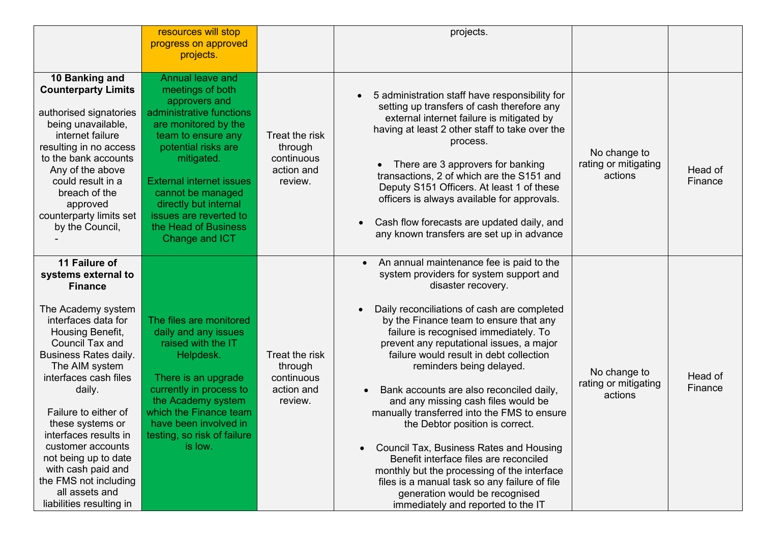| | | | | | |
|---|---|---|---|---|---|
| | resources will stop progress on approved projects. | | projects. | | |
| **10 Banking and Counterparty Limits**<br><br>authorised signatories being unavailable, internet failure resulting in no access to the bank accounts Any of the above could result in a breach of the approved counterparty limits set by the Council,<br>- | Annual leave and meetings of both approvers and administrative functions are monitored by the team to ensure any potential risks are mitigated.<br><br>External internet issues cannot be managed directly but internal issues are reverted to the Head of Business Change and ICT | Treat the risk through continuous action and review. | • 5 administration staff have responsibility for setting up transfers of cash therefore any external internet failure is mitigated by having at least 2 other staff to take over the process.<br><br>• There are 3 approvers for banking transactions, 2 of which are the S151 and Deputy S151 Officers. At least 1 of these officers is always available for approvals.<br><br>• Cash flow forecasts are updated daily, and any known transfers are set up in advance | No change to rating or mitigating actions | Head of Finance |
| **11 Failure of systems external to Finance**<br><br>The Academy system interfaces data for Housing Benefit, Council Tax and Business Rates daily. The AIM system interfaces cash files daily.<br><br>Failure to either of these systems or interfaces results in customer accounts not being up to date with cash paid and the FMS not including all assets and liabilities resulting in | The files are monitored daily and any issues raised with the IT Helpdesk.<br><br>There is an upgrade currently in process to the Academy system which the Finance team have been involved in testing, so risk of failure is low. | Treat the risk through continuous action and review. | • An annual maintenance fee is paid to the system providers for system support and disaster recovery.<br><br>• Daily reconciliations of cash are completed by the Finance team to ensure that any failure is recognised immediately. To prevent any reputational issues, a major failure would result in debt collection reminders being delayed.<br><br>• Bank accounts are also reconciled daily, and any missing cash files would be manually transferred into the FMS to ensure the Debtor position is correct.<br><br>• Council Tax, Business Rates and Housing Benefit interface files are reconciled monthly but the processing of the interface files is a manual task so any failure of file generation would be recognised immediately and reported to the IT | No change to rating or mitigating actions | Head of Finance |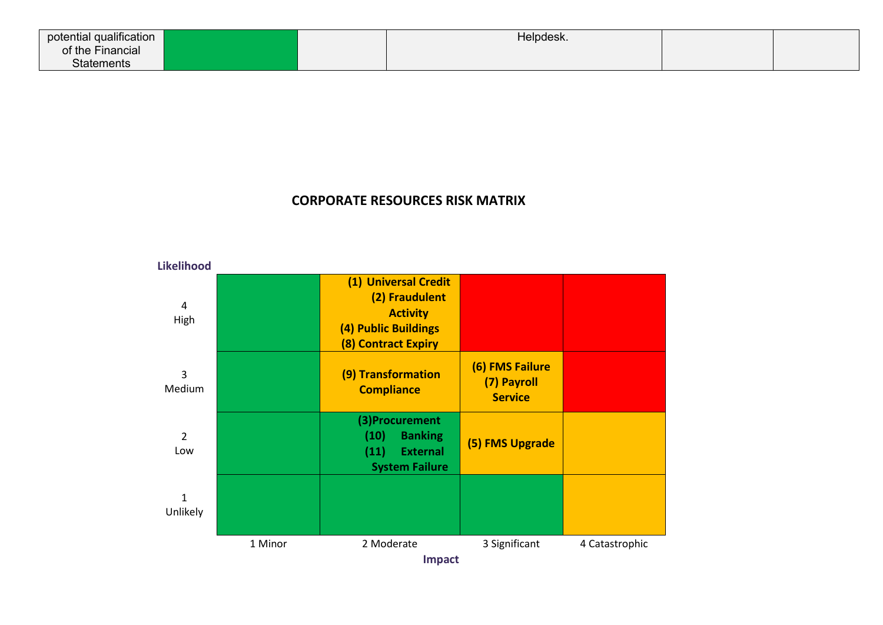| potential qualification of the Financial Statements | | | Helpdesk. | | |
|---|---|---|---|---|---|

**CORPORATE RESOURCES RISK MATRIX**

| Likelihood | 1 Minor | 2 Moderate | 3 Significant | 4 Catastrophic |
|---|---|---|---|---|
| 4 High | | (1) Universal Credit (2) Fraudulent Activity (4) Public Buildings (8) Contract Expiry | | |
| 3 Medium | | (9) Transformation Compliance | (6) FMS Failure (7) Payroll Service | |
| 2 Low | | (3)Procurement (10) Banking (11) External System Failure | (5) FMS Upgrade | |
| 1 Unlikely | | | | |

Impact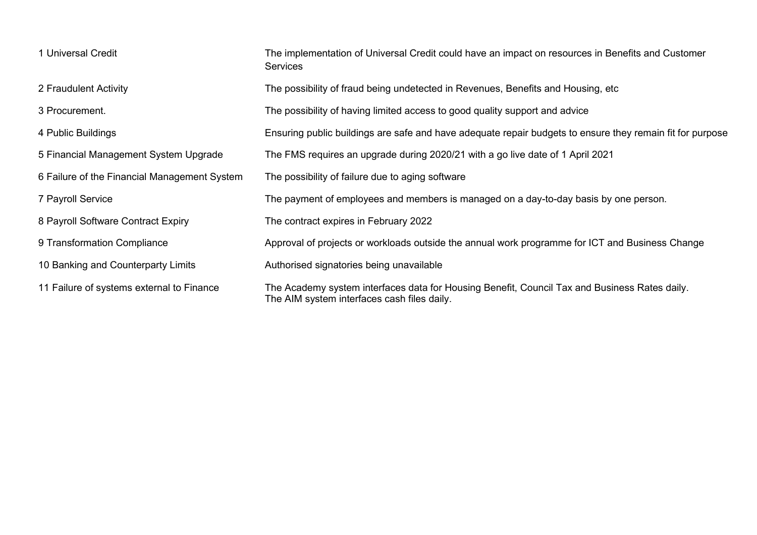| | |
|---|---|
| 1 Universal Credit | The implementation of Universal Credit could have an impact on resources in Benefits and Customer Services |
| 2 Fraudulent Activity | The possibility of fraud being undetected in Revenues, Benefits and Housing, etc |
| 3 Procurement. | The possibility of having limited access to good quality support and advice |
| 4 Public Buildings | Ensuring public buildings are safe and have adequate repair budgets to ensure they remain fit for purpose |
| 5 Financial Management System Upgrade | The FMS requires an upgrade during 2020/21 with a go live date of 1 April 2021 |
| 6 Failure of the Financial Management System | The possibility of failure due to aging software |
| 7 Payroll Service | The payment of employees and members is managed on a day-to-day basis by one person. |
| 8 Payroll Software Contract Expiry | The contract expires in February 2022 |
| 9 Transformation Compliance | Approval of projects or workloads outside the annual work programme for ICT and Business Change |
| 10 Banking and Counterparty Limits | Authorised signatories being unavailable |
| 11 Failure of systems external to Finance | The Academy system interfaces data for Housing Benefit, Council Tax and Business Rates daily. The AIM system interfaces cash files daily. |